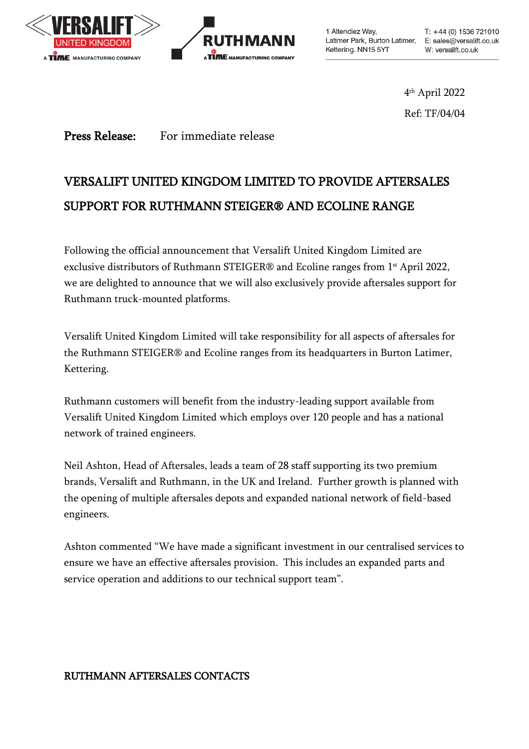1 Altendiez Way,
Latimer Park, Burton Latimer,
Kettering. NN15 5YT

T: +44 (0) 1536 721010
E: sales@versalift.co.uk
W: versalift.co.uk

4th April 2022

Ref: TF/04/04

**Press Release:** For immediate release

# VERSALIFT UNITED KINGDOM LIMITED TO PROVIDE AFTERSALES SUPPORT FOR RUTHMANN STEIGER® AND ECOLINE RANGE

Following the official announcement that Versalift United Kingdom Limited are exclusive distributors of Ruthmann STEIGER® and Ecoline ranges from 1st April 2022, we are delighted to announce that we will also exclusively provide aftersales support for Ruthmann truck-mounted platforms.

Versalift United Kingdom Limited will take responsibility for all aspects of aftersales for the Ruthmann STEIGER® and Ecoline ranges from its headquarters in Burton Latimer, Kettering.

Ruthmann customers will benefit from the industry-leading support available from Versalift United Kingdom Limited which employs over 120 people and has a national network of trained engineers.

Neil Ashton, Head of Aftersales, leads a team of 28 staff supporting its two premium brands, Versalift and Ruthmann, in the UK and Ireland. Further growth is planned with the opening of multiple aftersales depots and expanded national network of field-based engineers.

Ashton commented "We have made a significant investment in our centralised services to ensure we have an effective aftersales provision. This includes an expanded parts and service operation and additions to our technical support team".

## RUTHMANN AFTERSALES CONTACTS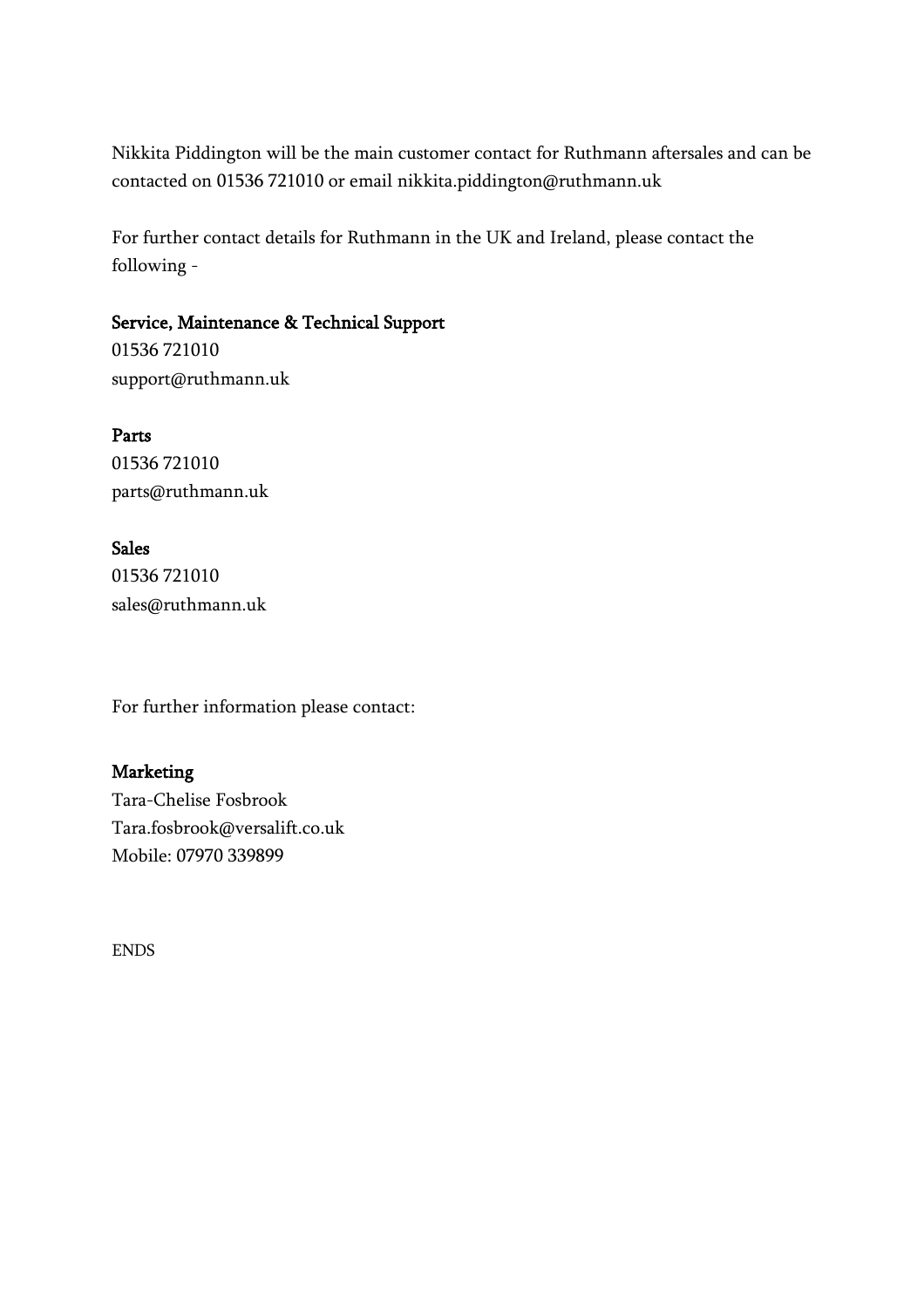Nikkita Piddington will be the main customer contact for Ruthmann aftersales and can be contacted on 01536 721010 or email nikkita.piddington@ruthmann.uk

For further contact details for Ruthmann in the UK and Ireland, please contact the following -

**Service, Maintenance & Technical Support**
01536 721010
support@ruthmann.uk

**Parts**
01536 721010
parts@ruthmann.uk

**Sales**
01536 721010
sales@ruthmann.uk

For further information please contact:

**Marketing**
Tara-Chelise Fosbrook
Tara.fosbrook@versalift.co.uk
Mobile: 07970 339899

ENDS